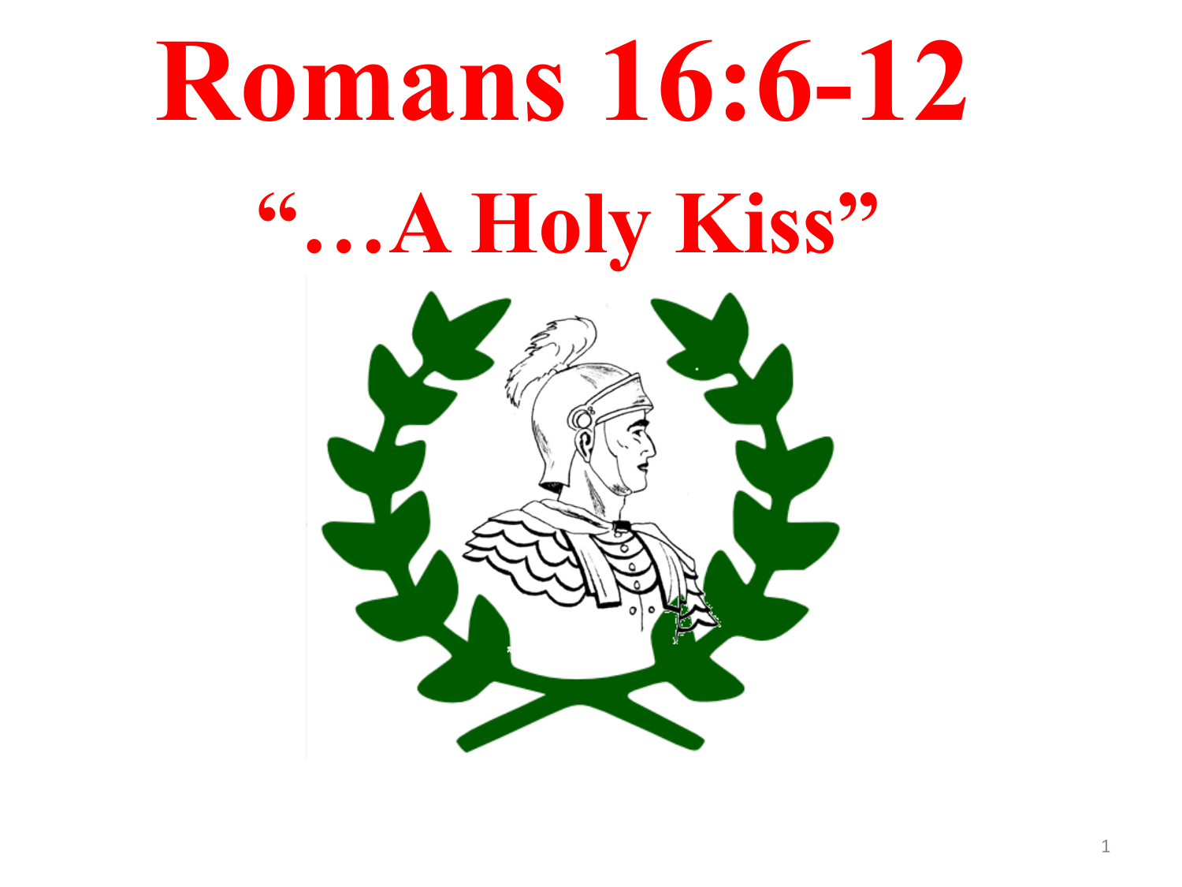# Romans 16:6-12

## "…A Holy Kiss"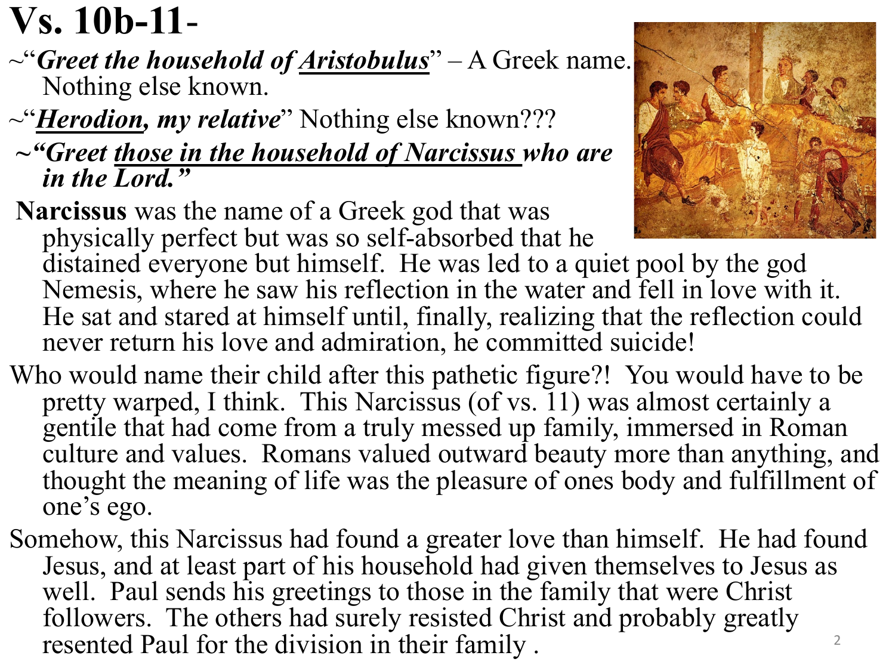# Vs. 10b-11-

~"***Greet the household of <u>Aristobulus</u>***" – A Greek name. Nothing else known.

~"***<u>Herodion</u>, my relative***" Nothing else known???

**~*"Greet <u>those in the household of Narcissus</u> who are in the Lord."***

**Narcissus** was the name of a Greek god that was physically perfect but was so self-absorbed that he distained everyone but himself. He was led to a quiet pool by the god Nemesis, where he saw his reflection in the water and fell in love with it. He sat and stared at himself until, finally, realizing that the reflection could never return his love and admiration, he committed suicide!

Who would name their child after this pathetic figure?! You would have to be pretty warped, I think. This Narcissus (of vs. 11) was almost certainly a gentile that had come from a truly messed up family, immersed in Roman culture and values. Romans valued outward beauty more than anything, and thought the meaning of life was the pleasure of ones body and fulfillment of one's ego.

Somehow, this Narcissus had found a greater love than himself. He had found Jesus, and at least part of his household had given themselves to Jesus as well. Paul sends his greetings to those in the family that were Christ followers. The others had surely resisted Christ and probably greatly resented Paul for the division in their family .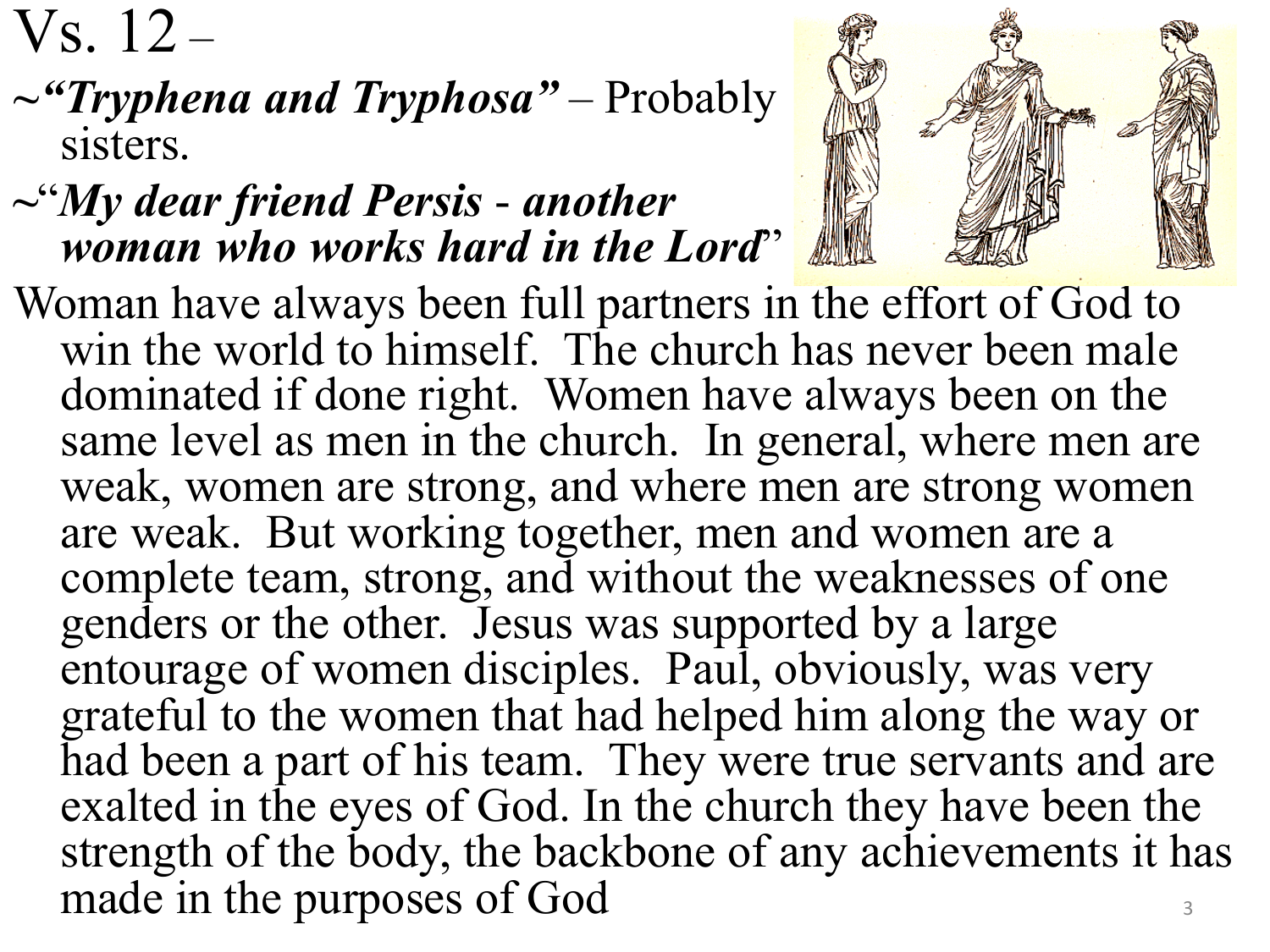# Vs. 12 –

~***"Tryphena and Tryphosa"*** – Probably sisters.

~"***My dear friend Persis - another woman who works hard in the Lord***"

Woman have always been full partners in the effort of God to win the world to himself. The church has never been male dominated if done right. Women have always been on the same level as men in the church. In general, where men are weak, women are strong, and where men are strong women are weak. But working together, men and women are a complete team, strong, and without the weaknesses of one genders or the other. Jesus was supported by a large entourage of women disciples. Paul, obviously, was very grateful to the women that had helped him along the way or had been a part of his team. They were true servants and are exalted in the eyes of God. In the church they have been the strength of the body, the backbone of any achievements it has made in the purposes of God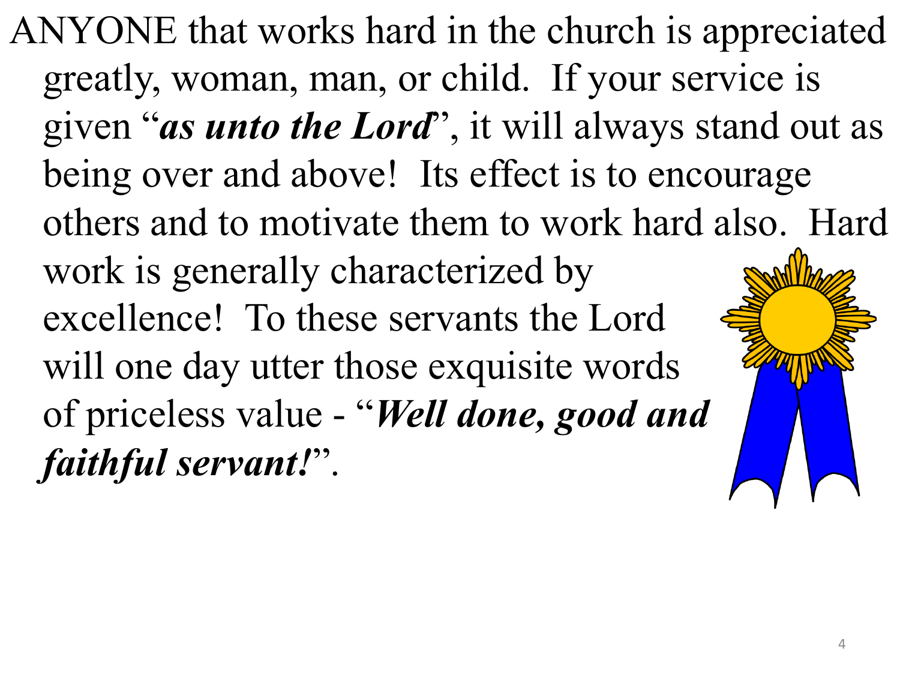ANYONE that works hard in the church is appreciated greatly, woman, man, or child. If your service is given "***as unto the Lord***", it will always stand out as being over and above! Its effect is to encourage others and to motivate them to work hard also. Hard work is generally characterized by excellence! To these servants the Lord will one day utter those exquisite words of priceless value - "***Well done, good and faithful servant!***".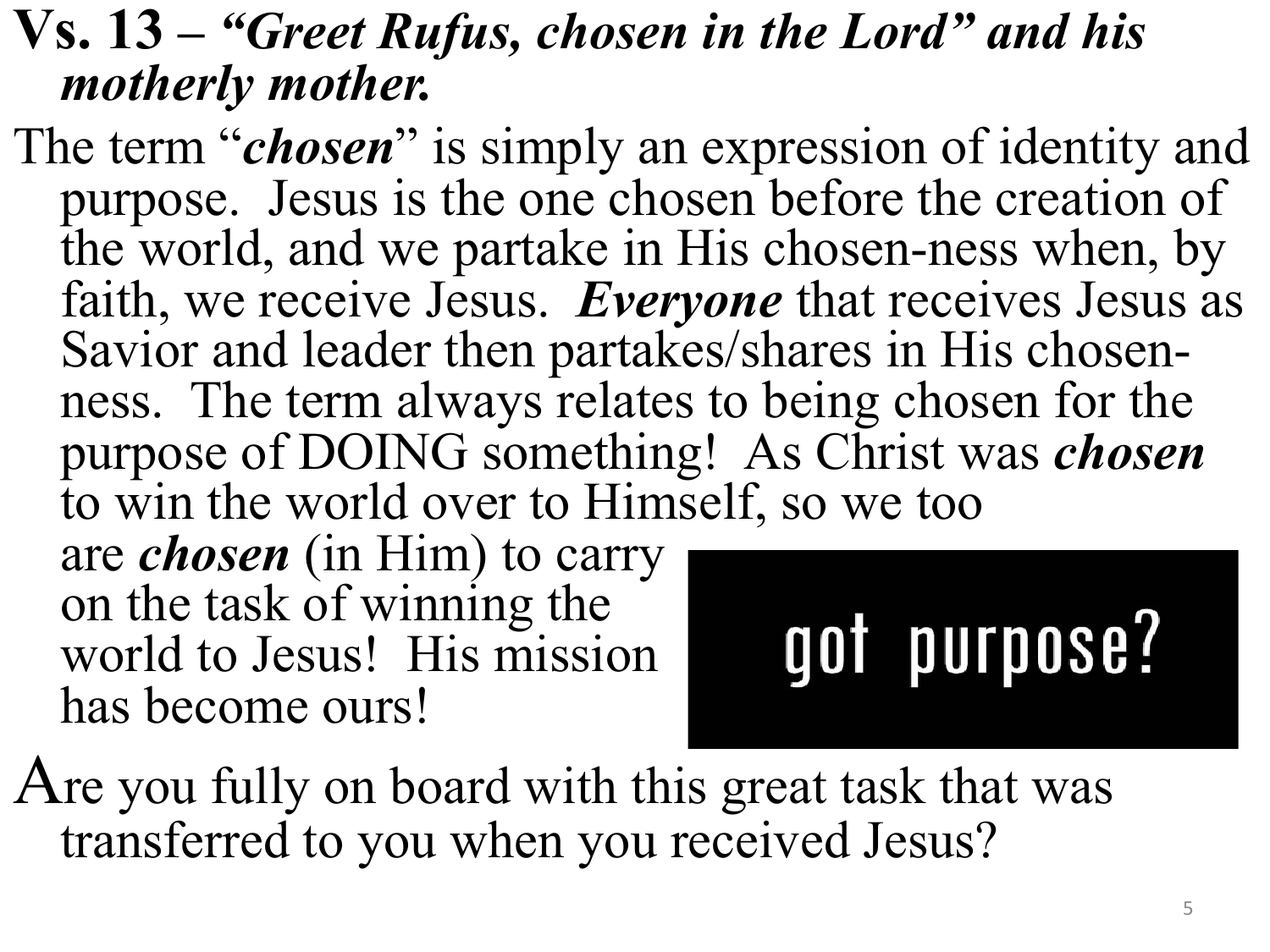**Vs. 13 – *"Greet Rufus, chosen in the Lord" and his motherly mother.***

The term "***chosen***" is simply an expression of identity and purpose. Jesus is the one chosen before the creation of the world, and we partake in His chosen-ness when, by faith, we receive Jesus. ***Everyone*** that receives Jesus as Savior and leader then partakes/shares in His chosen-ness. The term always relates to being chosen for the purpose of DOING something! As Christ was ***chosen*** to win the world over to Himself, so we too are ***chosen*** (in Him) to carry on the task of winning the world to Jesus! His mission has become ours!

got purpose?

Are you fully on board with this great task that was transferred to you when you received Jesus?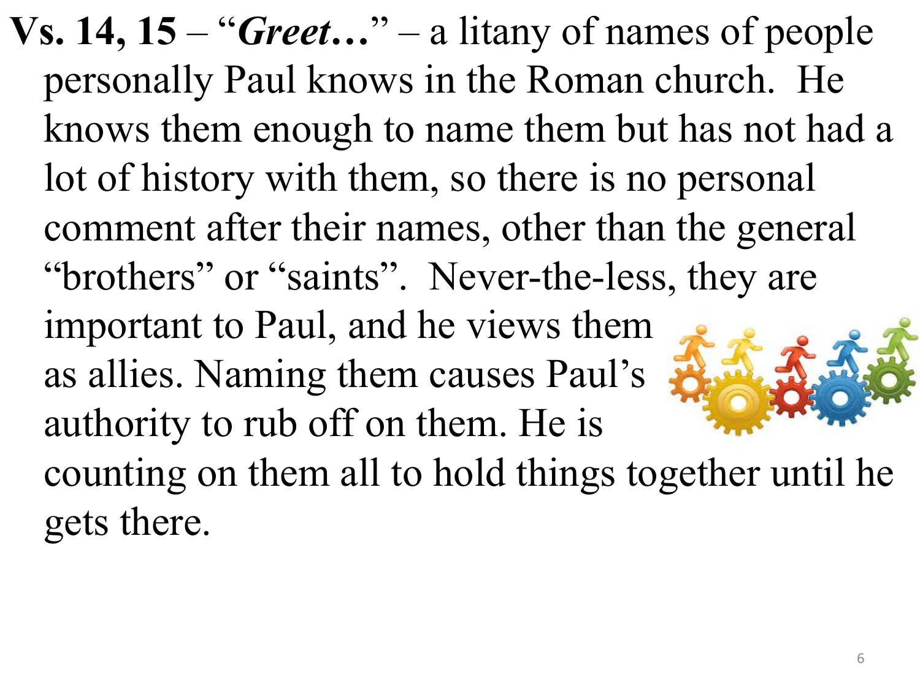**Vs. 14, 15** – "***Greet…***" – a litany of names of people personally Paul knows in the Roman church. He knows them enough to name them but has not had a lot of history with them, so there is no personal comment after their names, other than the general "brothers" or "saints". Never-the-less, they are important to Paul, and he views them as allies. Naming them causes Paul's authority to rub off on them. He is counting on them all to hold things together until he gets there.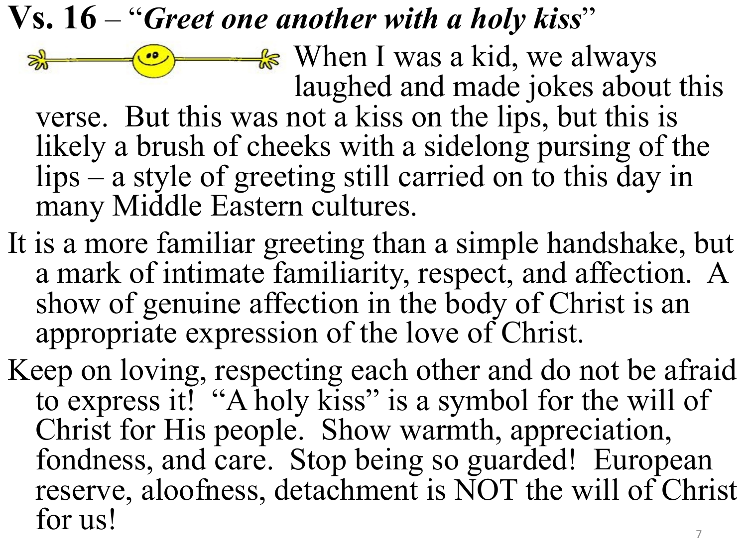**Vs. 16** – "***Greet one another with a holy kiss***"

When I was a kid, we always laughed and made jokes about this verse. But this was not a kiss on the lips, but this is likely a brush of cheeks with a sidelong pursing of the lips – a style of greeting still carried on to this day in many Middle Eastern cultures.

It is a more familiar greeting than a simple handshake, but a mark of intimate familiarity, respect, and affection. A show of genuine affection in the body of Christ is an appropriate expression of the love of Christ.

Keep on loving, respecting each other and do not be afraid to express it! "A holy kiss" is a symbol for the will of Christ for His people. Show warmth, appreciation, fondness, and care. Stop being so guarded! European reserve, aloofness, detachment is NOT the will of Christ for us!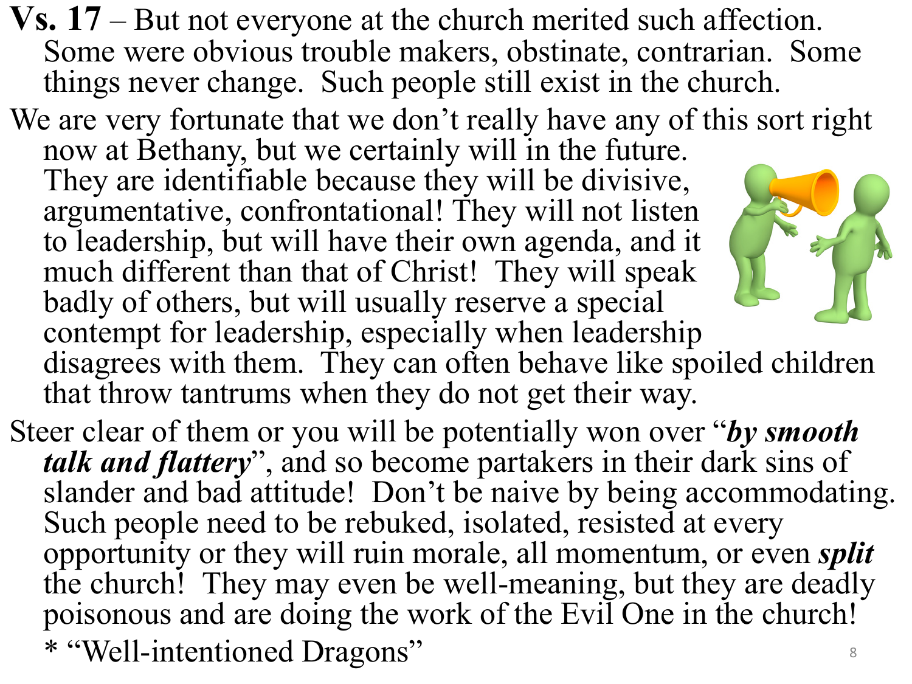**Vs. 17** – But not everyone at the church merited such affection. Some were obvious trouble makers, obstinate, contrarian. Some things never change. Such people still exist in the church.

We are very fortunate that we don't really have any of this sort right now at Bethany, but we certainly will in the future. They are identifiable because they will be divisive, argumentative, confrontational! They will not listen to leadership, but will have their own agenda, and it much different than that of Christ! They will speak badly of others, but will usually reserve a special contempt for leadership, especially when leadership disagrees with them. They can often behave like spoiled children that throw tantrums when they do not get their way.

Steer clear of them or you will be potentially won over "***by smooth talk and flattery***", and so become partakers in their dark sins of slander and bad attitude! Don't be naive by being accommodating. Such people need to be rebuked, isolated, resisted at every opportunity or they will ruin morale, all momentum, or even ***split*** the church! They may even be well-meaning, but they are deadly poisonous and are doing the work of the Evil One in the church!

* "Well-intentioned Dragons"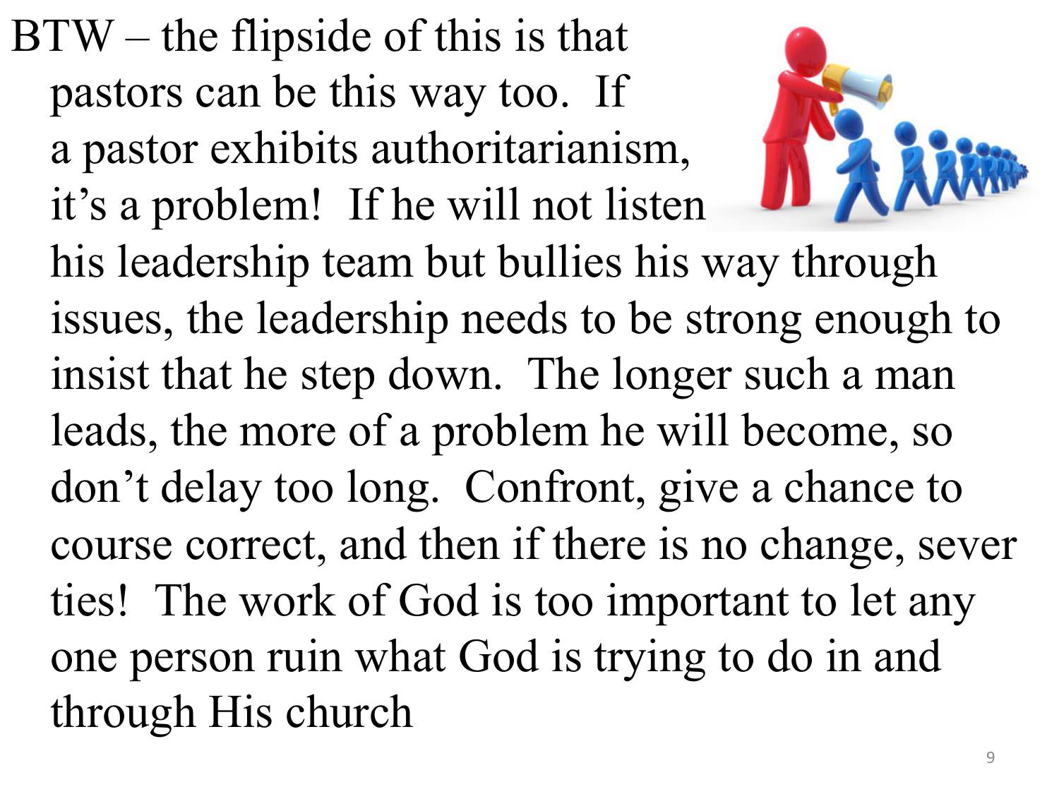BTW – the flipside of this is that pastors can be this way too. If a pastor exhibits authoritarianism, it's a problem! If he will not listen his leadership team but bullies his way through issues, the leadership needs to be strong enough to insist that he step down. The longer such a man leads, the more of a problem he will become, so don't delay too long. Confront, give a chance to course correct, and then if there is no change, sever ties! The work of God is too important to let any one person ruin what God is trying to do in and through His church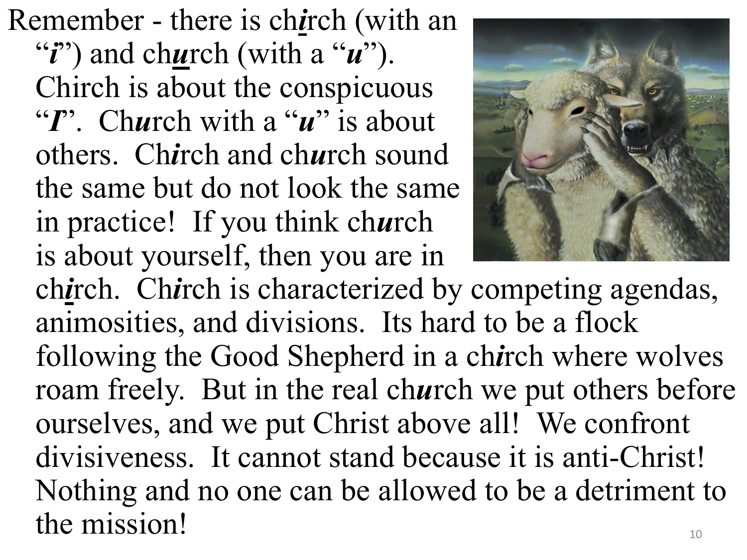Remember - there is ch***i***rch (with an "***i***") and ch***u***rch (with a "***u***"). Chirch is about the conspicuous "***I***". Ch***u***rch with a "***u***" is about others. Ch***i***rch and ch***u***rch sound the same but do not look the same in practice! If you think ch***u***rch is about yourself, then you are in ch***i***rch. Ch***i***rch is characterized by competing agendas, animosities, and divisions. Its hard to be a flock following the Good Shepherd in a ch***i***rch where wolves roam freely. But in the real ch***u***rch we put others before ourselves, and we put Christ above all! We confront divisiveness. It cannot stand because it is anti-Christ! Nothing and no one can be allowed to be a detriment to the mission!